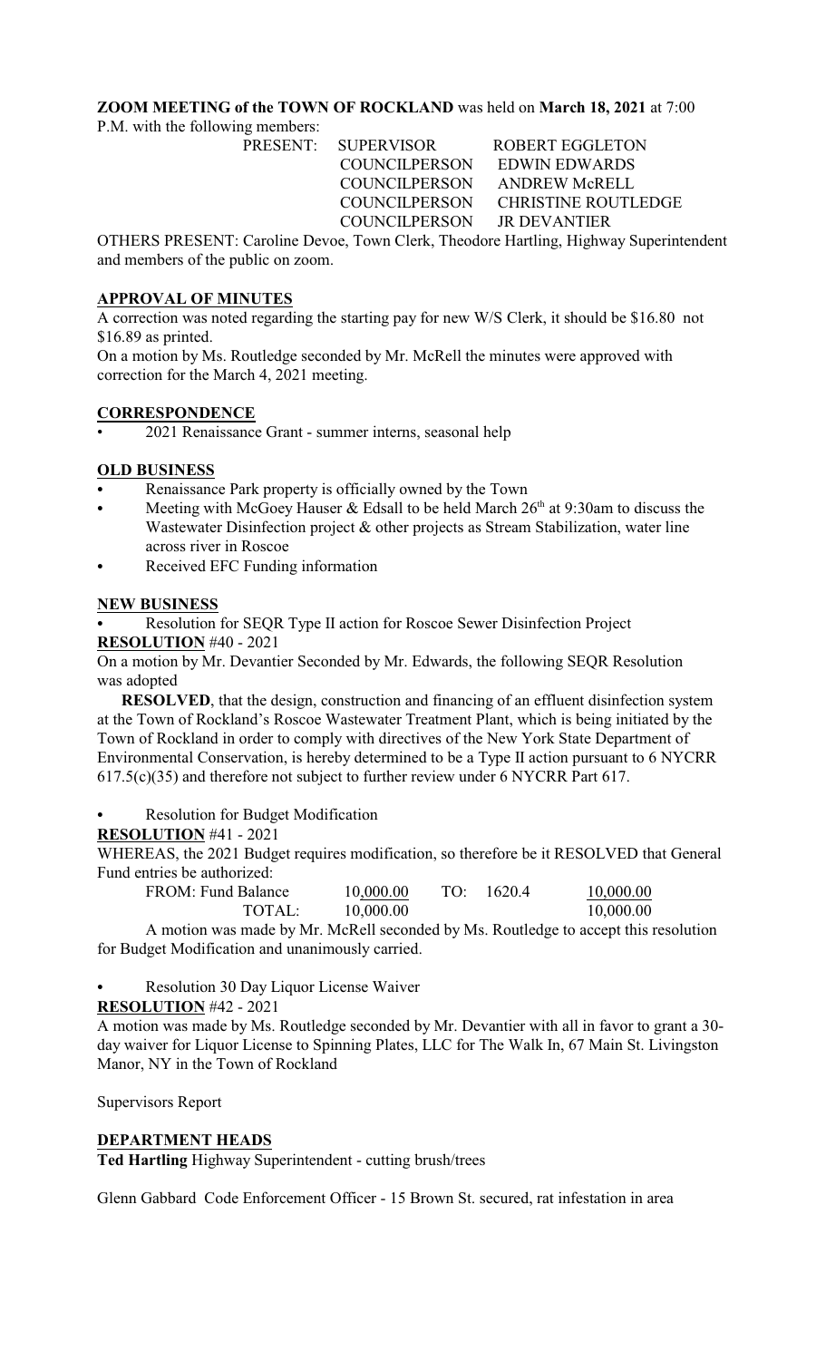**ZOOM MEETING of the TOWN OF ROCKLAND** was held on **March 18, 2021** at 7:00 P.M. with the following members:

| PRESENT: | SUPERVISOR | ROBERT EGGLETON |
|---|---|---|
| | COUNCILPERSON | EDWIN EDWARDS |
| | COUNCILPERSON | ANDREW McRELL |
| | COUNCILPERSON | CHRISTINE ROUTLEDGE |
| | COUNCILPERSON | JR DEVANTIER |

OTHERS PRESENT: Caroline Devoe, Town Clerk, Theodore Hartling, Highway Superintendent and members of the public on zoom.

## APPROVAL OF MINUTES

A correction was noted regarding the starting pay for new W/S Clerk, it should be $16.80 not $16.89 as printed.

On a motion by Ms. Routledge seconded by Mr. McRell the minutes were approved with correction for the March 4, 2021 meeting.

## CORRESPONDENCE

- 2021 Renaissance Grant - summer interns, seasonal help

## OLD BUSINESS

- Renaissance Park property is officially owned by the Town
- Meeting with McGoey Hauser & Edsall to be held March 26th at 9:30am to discuss the Wastewater Disinfection project & other projects as Stream Stabilization, water line across river in Roscoe
- Received EFC Funding information

## NEW BUSINESS

- Resolution for SEQR Type II action for Roscoe Sewer Disinfection Project

**RESOLUTION** #40 - 2021

On a motion by Mr. Devantier Seconded by Mr. Edwards, the following SEQR Resolution was adopted

**RESOLVED**, that the design, construction and financing of an effluent disinfection system at the Town of Rockland's Roscoe Wastewater Treatment Plant, which is being initiated by the Town of Rockland in order to comply with directives of the New York State Department of Environmental Conservation, is hereby determined to be a Type II action pursuant to 6 NYCRR 617.5(c)(35) and therefore not subject to further review under 6 NYCRR Part 617.

- Resolution for Budget Modification

**RESOLUTION** #41 - 2021

WHEREAS, the 2021 Budget requires modification, so therefore be it RESOLVED that General Fund entries be authorized:

| FROM: Fund Balance | 10,000.00 | TO: 1620.4 | 10,000.00 |
|---|---|---|---|
| TOTAL: | 10,000.00 | | 10,000.00 |

A motion was made by Mr. McRell seconded by Ms. Routledge to accept this resolution for Budget Modification and unanimously carried.

- Resolution 30 Day Liquor License Waiver

**RESOLUTION** #42 - 2021

A motion was made by Ms. Routledge seconded by Mr. Devantier with all in favor to grant a 30-day waiver for Liquor License to Spinning Plates, LLC for The Walk In, 67 Main St. Livingston Manor, NY in the Town of Rockland

Supervisors Report

## DEPARTMENT HEADS

**Ted Hartling** Highway Superintendent - cutting brush/trees

Glenn Gabbard Code Enforcement Officer - 15 Brown St. secured, rat infestation in area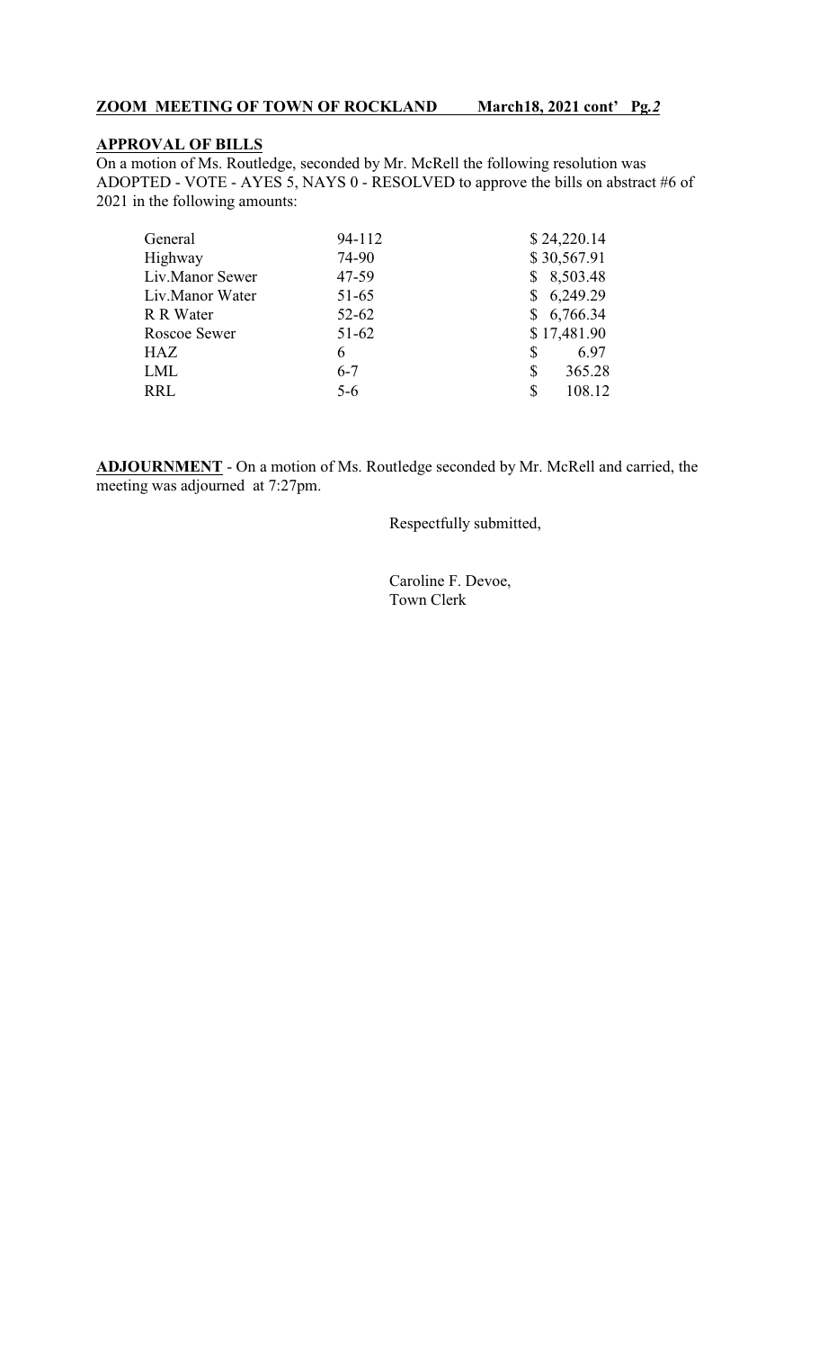**ZOOM MEETING OF TOWN OF ROCKLAND March18, 2021 cont' Pg. *2***

**APPROVAL OF BILLS**

On a motion of Ms. Routledge, seconded by Mr. McRell the following resolution was ADOPTED - VOTE - AYES 5, NAYS 0 - RESOLVED to approve the bills on abstract #6 of 2021 in the following amounts:

| | | |
|---|---|---|
| General | 94-112 | $ 24,220.14 |
| Highway | 74-90 | $ 30,567.91 |
| Liv.Manor Sewer | 47-59 | $ 8,503.48 |
| Liv.Manor Water | 51-65 | $ 6,249.29 |
| R R Water | 52-62 | $ 6,766.34 |
| Roscoe Sewer | 51-62 | $ 17,481.90 |
| HAZ | 6 | $ 6.97 |
| LML | 6-7 | $ 365.28 |
| RRL | 5-6 | $ 108.12 |

**ADJOURNMENT** - On a motion of Ms. Routledge seconded by Mr. McRell and carried, the meeting was adjourned at 7:27pm.

Respectfully submitted,

Caroline F. Devoe,
Town Clerk